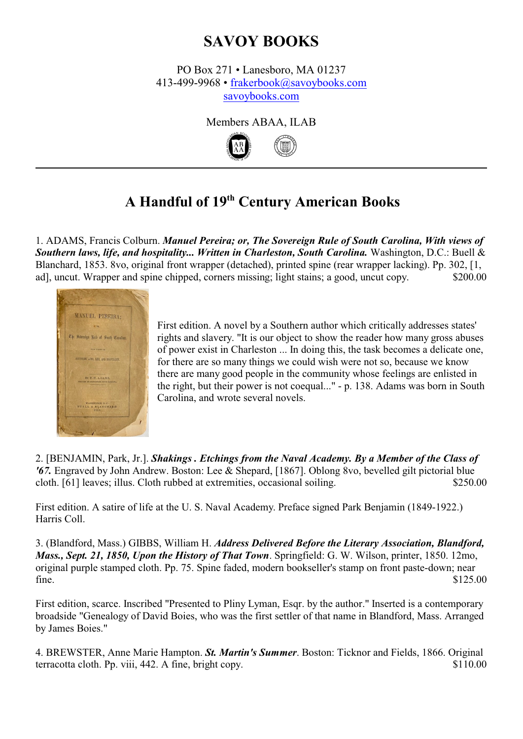# SAVOY BOOKS

PO Box 271 • Lanesboro, MA 01237
413-499-9968 • frakerbook@savoybooks.com
savoybooks.com

Members ABAA, ILAB

---

## A Handful of 19th Century American Books

1. ADAMS, Francis Colburn. ***Manuel Pereira; or, The Sovereign Rule of South Carolina, With views of Southern laws, life, and hospitality... Written in Charleston, South Carolina.*** Washington, D.C.: Buell & Blanchard, 1853. 8vo, original front wrapper (detached), printed spine (rear wrapper lacking). Pp. 302, [1, ad], uncut. Wrapper and spine chipped, corners missing; light stains; a good, uncut copy. $200.00

First edition. A novel by a Southern author which critically addresses states' rights and slavery. "It is our object to show the reader how many gross abuses of power exist in Charleston ... In doing this, the task becomes a delicate one, for there are so many things we could wish were not so, because we know there are many good people in the community whose feelings are enlisted in the right, but their power is not coequal..." - p. 138. Adams was born in South Carolina, and wrote several novels.

2. [BENJAMIN, Park, Jr.]. ***Shakings . Etchings from the Naval Academy. By a Member of the Class of '67.*** Engraved by John Andrew. Boston: Lee & Shepard, [1867]. Oblong 8vo, bevelled gilt pictorial blue cloth. [61] leaves; illus. Cloth rubbed at extremities, occasional soiling. $250.00

First edition. A satire of life at the U. S. Naval Academy. Preface signed Park Benjamin (1849-1922.) Harris Coll.

3. (Blandford, Mass.) GIBBS, William H. ***Address Delivered Before the Literary Association, Blandford, Mass., Sept. 21, 1850, Upon the History of That Town***. Springfield: G. W. Wilson, printer, 1850. 12mo, original purple stamped cloth. Pp. 75. Spine faded, modern bookseller's stamp on front paste-down; near fine. $125.00

First edition, scarce. Inscribed "Presented to Pliny Lyman, Esqr. by the author." Inserted is a contemporary broadside "Genealogy of David Boies, who was the first settler of that name in Blandford, Mass. Arranged by James Boies."

4. BREWSTER, Anne Marie Hampton. ***St. Martin's Summer***. Boston: Ticknor and Fields, 1866. Original terracotta cloth. Pp. viii, 442. A fine, bright copy. $110.00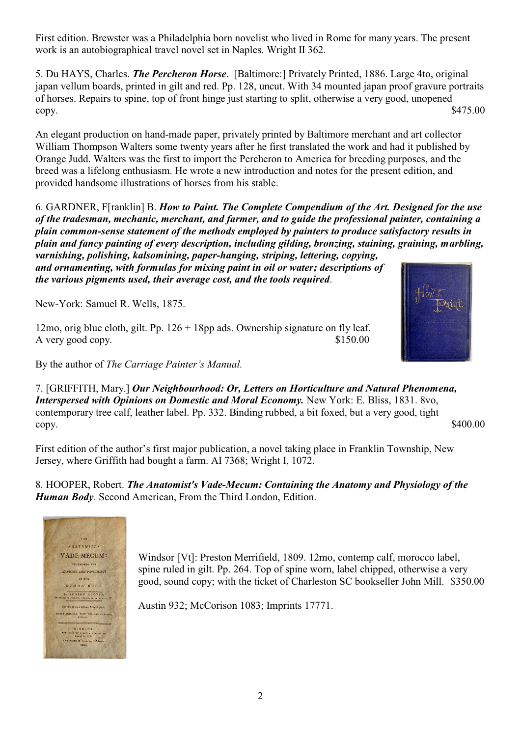First edition. Brewster was a Philadelphia born novelist who lived in Rome for many years. The present work is an autobiographical travel novel set in Naples. Wright II 362.

5. Du HAYS, Charles. ***The Percheron Horse***. [Baltimore:] Privately Printed, 1886. Large 4to, original japan vellum boards, printed in gilt and red. Pp. 128, uncut. With 34 mounted japan proof gravure portraits of horses. Repairs to spine, top of front hinge just starting to split, otherwise a very good, unopened copy. $475.00

An elegant production on hand-made paper, privately printed by Baltimore merchant and art collector William Thompson Walters some twenty years after he first translated the work and had it published by Orange Judd. Walters was the first to import the Percheron to America for breeding purposes, and the breed was a lifelong enthusiasm. He wrote a new introduction and notes for the present edition, and provided handsome illustrations of horses from his stable.

6. GARDNER, F[ranklin] B. ***How to Paint. The Complete Compendium of the Art. Designed for the use of the tradesman, mechanic, merchant, and farmer, and to guide the professional painter, containing a plain common-sense statement of the methods employed by painters to produce satisfactory results in plain and fancy painting of every description, including gilding, bronzing, staining, graining, marbling, varnishing, polishing, kalsomining, paper-hanging, striping, lettering, copying, and ornamenting, with formulas for mixing paint in oil or water; descriptions of the various pigments used, their average cost, and the tools required***.

New-York: Samuel R. Wells, 1875.

12mo, orig blue cloth, gilt. Pp. 126 + 18pp ads. Ownership signature on fly leaf. A very good copy. $150.00

By the author of *The Carriage Painter's Manual.*

7. [GRIFFITH, Mary.] ***Our Neighbourhood: Or, Letters on Horticulture and Natural Phenomena, Interspersed with Opinions on Domestic and Moral Economy.*** New York: E. Bliss, 1831. 8vo, contemporary tree calf, leather label. Pp. 332. Binding rubbed, a bit foxed, but a very good, tight copy. $400.00

First edition of the author's first major publication, a novel taking place in Franklin Township, New Jersey, where Griffith had bought a farm. AI 7368; Wright I, 1072.

8. HOOPER, Robert. ***The Anatomist's Vade-Mecum: Containing the Anatomy and Physiology of the Human Body***. Second American, From the Third London, Edition.

Windsor [Vt]: Preston Merrifield, 1809. 12mo, contemp calf, morocco label, spine ruled in gilt. Pp. 264. Top of spine worn, label chipped, otherwise a very good, sound copy; with the ticket of Charleston SC bookseller John Mill. $350.00

Austin 932; McCorison 1083; Imprints 17771.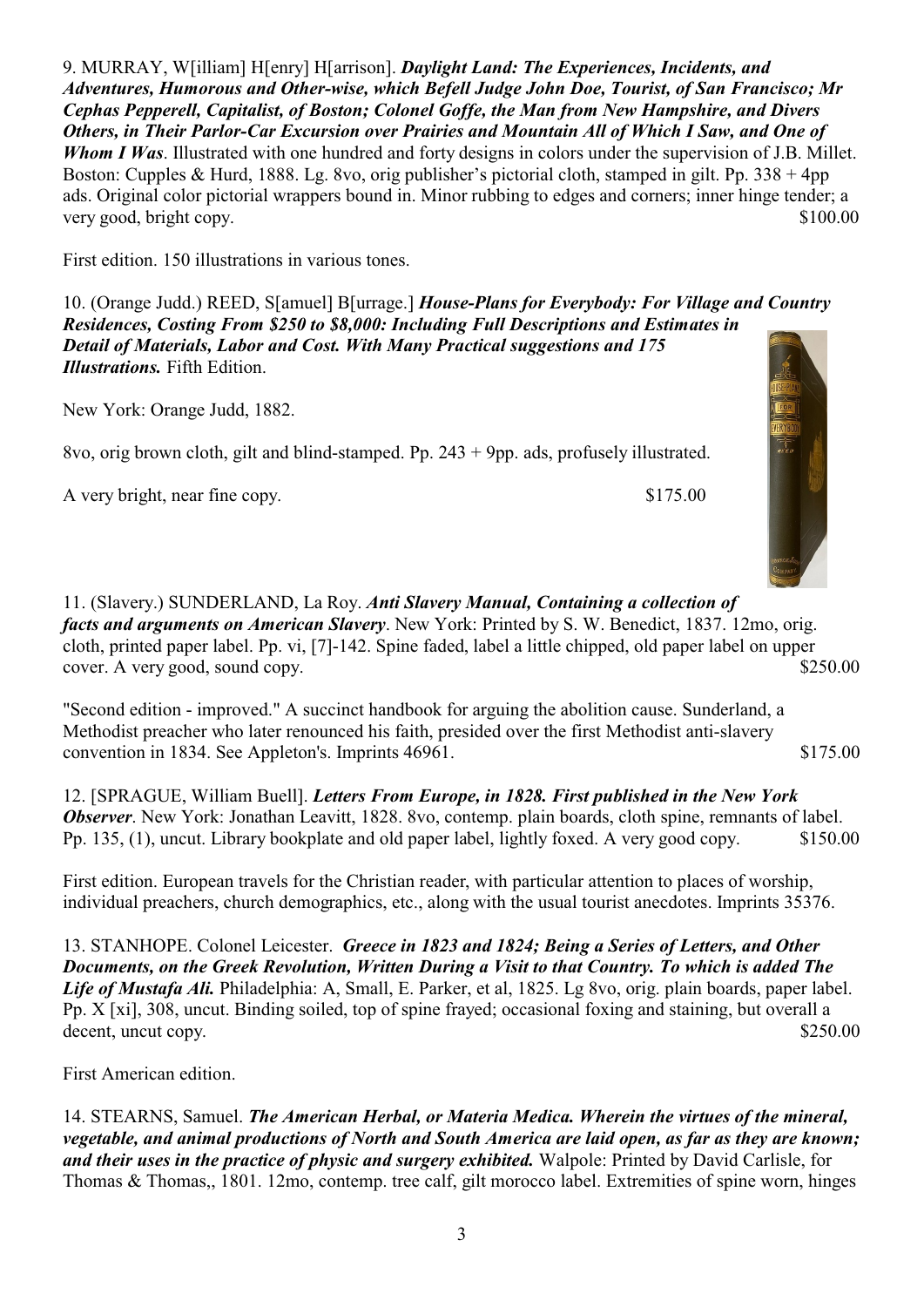9. MURRAY, W[illiam] H[enry] H[arrison]. ***Daylight Land: The Experiences, Incidents, and Adventures, Humorous and Other-wise, which Befell Judge John Doe, Tourist, of San Francisco; Mr Cephas Pepperell, Capitalist, of Boston; Colonel Goffe, the Man from New Hampshire, and Divers Others, in Their Parlor-Car Excursion over Prairies and Mountain All of Which I Saw, and One of Whom I Was***. Illustrated with one hundred and forty designs in colors under the supervision of J.B. Millet. Boston: Cupples & Hurd, 1888. Lg. 8vo, orig publisher's pictorial cloth, stamped in gilt. Pp. 338 + 4pp ads. Original color pictorial wrappers bound in. Minor rubbing to edges and corners; inner hinge tender; a very good, bright copy. $100.00

First edition. 150 illustrations in various tones.

10. (Orange Judd.) REED, S[amuel] B[urrage.] ***House-Plans for Everybody: For Village and Country Residences, Costing From $250 to $8,000: Including Full Descriptions and Estimates in Detail of Materials, Labor and Cost. With Many Practical suggestions and 175 Illustrations.*** Fifth Edition.

New York: Orange Judd, 1882.

8vo, orig brown cloth, gilt and blind-stamped. Pp. 243 + 9pp. ads, profusely illustrated.

A very bright, near fine copy. $175.00

11. (Slavery.) SUNDERLAND, La Roy. ***Anti Slavery Manual, Containing a collection of facts and arguments on American Slavery***. New York: Printed by S. W. Benedict, 1837. 12mo, orig. cloth, printed paper label. Pp. vi, [7]-142. Spine faded, label a little chipped, old paper label on upper cover. A very good, sound copy. $250.00

"Second edition - improved." A succinct handbook for arguing the abolition cause. Sunderland, a Methodist preacher who later renounced his faith, presided over the first Methodist anti-slavery convention in 1834. See Appleton's. Imprints 46961. $175.00

12. [SPRAGUE, William Buell]. ***Letters From Europe, in 1828. First published in the New York Observer***. New York: Jonathan Leavitt, 1828. 8vo, contemp. plain boards, cloth spine, remnants of label. Pp. 135, (1), uncut. Library bookplate and old paper label, lightly foxed. A very good copy. $150.00

First edition. European travels for the Christian reader, with particular attention to places of worship, individual preachers, church demographics, etc., along with the usual tourist anecdotes. Imprints 35376.

13. STANHOPE. Colonel Leicester. ***Greece in 1823 and 1824; Being a Series of Letters, and Other Documents, on the Greek Revolution, Written During a Visit to that Country. To which is added The Life of Mustafa Ali.*** Philadelphia: A, Small, E. Parker, et al, 1825. Lg 8vo, orig. plain boards, paper label. Pp. X [xi], 308, uncut. Binding soiled, top of spine frayed; occasional foxing and staining, but overall a decent, uncut copy. $250.00

First American edition.

14. STEARNS, Samuel. ***The American Herbal, or Materia Medica. Wherein the virtues of the mineral, vegetable, and animal productions of North and South America are laid open, as far as they are known; and their uses in the practice of physic and surgery exhibited.*** Walpole: Printed by David Carlisle, for Thomas & Thomas,, 1801. 12mo, contemp. tree calf, gilt morocco label. Extremities of spine worn, hinges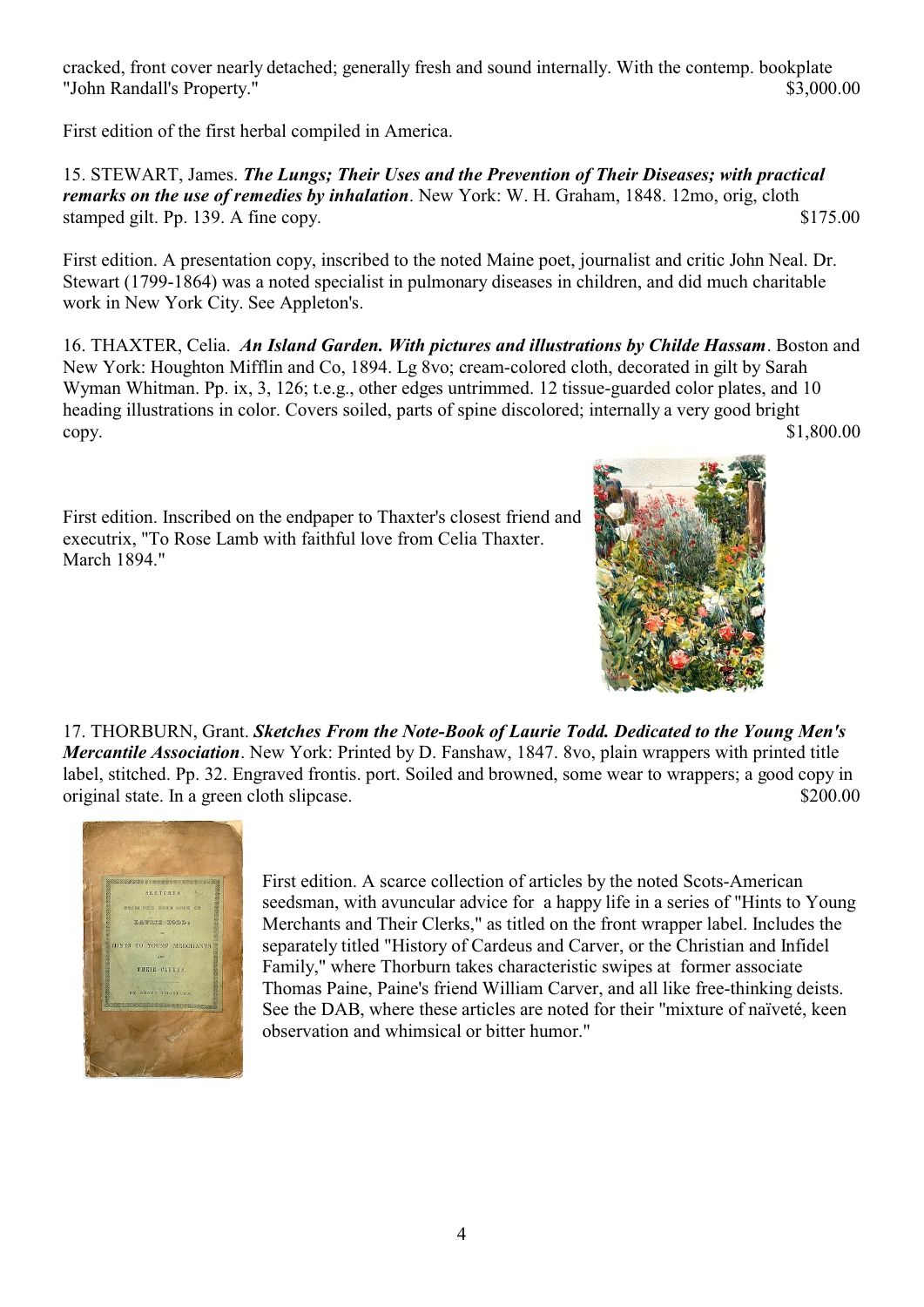cracked, front cover nearly detached; generally fresh and sound internally. With the contemp. bookplate "John Randall's Property." $3,000.00

First edition of the first herbal compiled in America.

15. STEWART, James. ***The Lungs; Their Uses and the Prevention of Their Diseases; with practical remarks on the use of remedies by inhalation***. New York: W. H. Graham, 1848. 12mo, orig, cloth stamped gilt. Pp. 139. A fine copy. $175.00

First edition. A presentation copy, inscribed to the noted Maine poet, journalist and critic John Neal. Dr. Stewart (1799-1864) was a noted specialist in pulmonary diseases in children, and did much charitable work in New York City. See Appleton's.

16. THAXTER, Celia. ***An Island Garden. With pictures and illustrations by Childe Hassam***. Boston and New York: Houghton Mifflin and Co, 1894. Lg 8vo; cream-colored cloth, decorated in gilt by Sarah Wyman Whitman. Pp. ix, 3, 126; t.e.g., other edges untrimmed. 12 tissue-guarded color plates, and 10 heading illustrations in color. Covers soiled, parts of spine discolored; internally a very good bright copy. $1,800.00

First edition. Inscribed on the endpaper to Thaxter's closest friend and executrix, "To Rose Lamb with faithful love from Celia Thaxter. March 1894."

17. THORBURN, Grant. ***Sketches From the Note-Book of Laurie Todd. Dedicated to the Young Men's Mercantile Association***. New York: Printed by D. Fanshaw, 1847. 8vo, plain wrappers with printed title label, stitched. Pp. 32. Engraved frontis. port. Soiled and browned, some wear to wrappers; a good copy in original state. In a green cloth slipcase. $200.00

First edition. A scarce collection of articles by the noted Scots-American seedsman, with avuncular advice for a happy life in a series of "Hints to Young Merchants and Their Clerks," as titled on the front wrapper label. Includes the separately titled "History of Cardeus and Carver, or the Christian and Infidel Family," where Thorburn takes characteristic swipes at former associate Thomas Paine, Paine's friend William Carver, and all like free-thinking deists. See the DAB, where these articles are noted for their "mixture of naïveté, keen observation and whimsical or bitter humor."